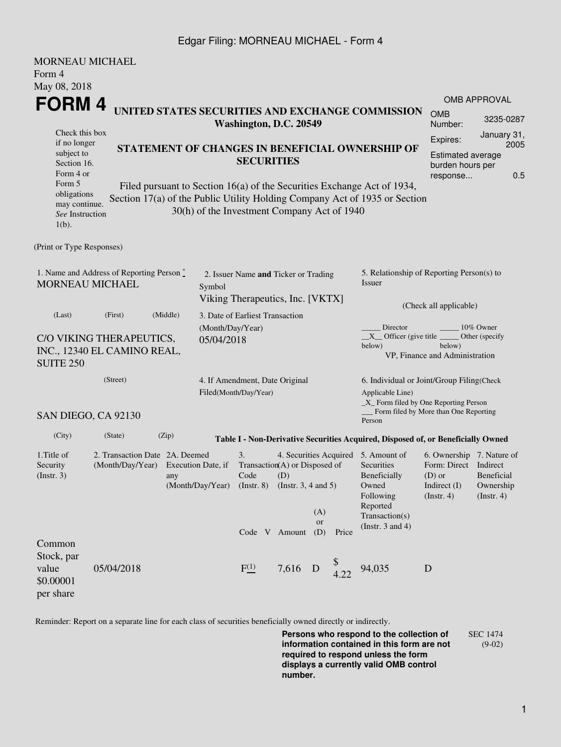Edgar Filing: MORNEAU MICHAEL - Form 4

MORNEAU MICHAEL
Form 4
May 08, 2018

# FORM 4

**UNITED STATES SECURITIES AND EXCHANGE COMMISSION**
**Washington, D.C. 20549**

**STATEMENT OF CHANGES IN BENEFICIAL OWNERSHIP OF SECURITIES**

Filed pursuant to Section 16(a) of the Securities Exchange Act of 1934, Section 17(a) of the Public Utility Holding Company Act of 1935 or Section 30(h) of the Investment Company Act of 1940

Check this box if no longer subject to Section 16. Form 4 or Form 5 obligations may continue. *See* Instruction 1(b).

OMB APPROVAL

| | |
|---|---|
| OMB Number: | 3235-0287 |
| Expires: | January 31, 2005 |
| Estimated average burden hours per response... | 0.5 |

(Print or Type Responses)

1. Name and Address of Reporting Person *
MORNEAU MICHAEL

(Last) (First) (Middle)

C/O VIKING THERAPEUTICS, INC., 12340 EL CAMINO REAL, SUITE 250

(Street)

SAN DIEGO, CA 92130

(City) (State) (Zip)

2. Issuer Name **and** Ticker or Trading Symbol
Viking Therapeutics, Inc. [VKTX]

3. Date of Earliest Transaction (Month/Day/Year)
05/04/2018

4. If Amendment, Date Original Filed(Month/Day/Year)

5. Relationship of Reporting Person(s) to Issuer

(Check all applicable)

_____ Director _____ 10% Owner
__X__ Officer (give title below) _____ Other (specify below)
VP, Finance and Administration

6. Individual or Joint/Group Filing(Check Applicable Line)
_X_ Form filed by One Reporting Person
___ Form filed by More than One Reporting Person

**Table I - Non-Derivative Securities Acquired, Disposed of, or Beneficially Owned**

| 1.Title of Security (Instr. 3) | 2. Transaction Date (Month/Day/Year) | 2A. Deemed Execution Date, if any (Month/Day/Year) | 3. Transaction Code (Instr. 8) | | 4. Securities Acquired (A) or Disposed of (D) (Instr. 3, 4 and 5) | | | 5. Amount of Securities Beneficially Owned Following Reported Transaction(s) (Instr. 3 and 4) | 6. Ownership Form: Direct (D) or Indirect (I) (Instr. 4) | 7. Nature of Indirect Beneficial Ownership (Instr. 4) |
|---|---|---|---|---|---|---|---|---|---|---|
| | | | Code | V | Amount | (A) or (D) | Price | | | |
| Common Stock, par value $0.00001 per share | 05/04/2018 | | F[(1)] | | 7,616 | D | $ 4.22 | 94,035 | D | |

Reminder: Report on a separate line for each class of securities beneficially owned directly or indirectly.

**Persons who respond to the collection of information contained in this form are not required to respond unless the form displays a currently valid OMB control number.**

SEC 1474 (9-02)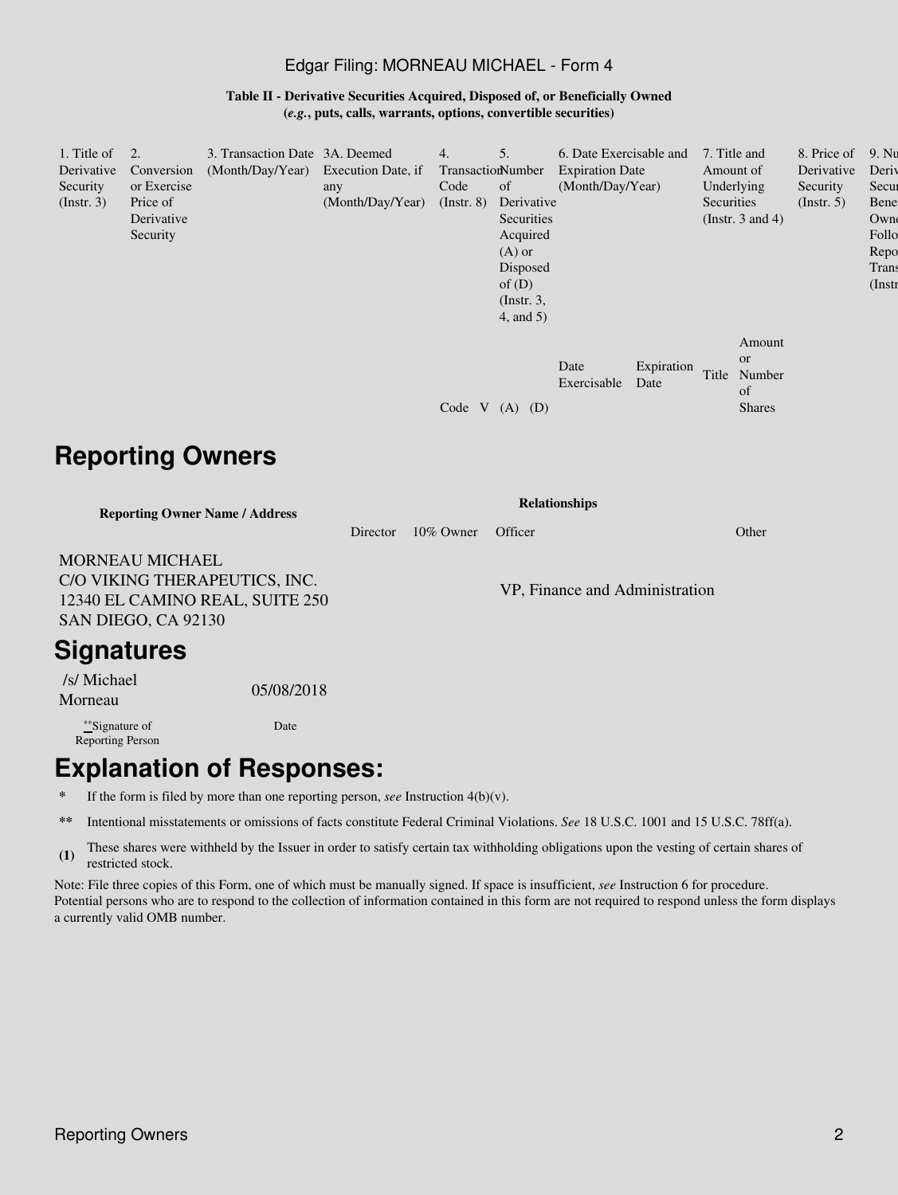**Table II - Derivative Securities Acquired, Disposed of, or Beneficially Owned**
**(*e.g.*, puts, calls, warrants, options, convertible securities)**

| 1. Title of Derivative Security (Instr. 3) | 2. Conversion or Exercise Price of Derivative Security | 3. Transaction Date (Month/Day/Year) | 3A. Deemed Execution Date, if any (Month/Day/Year) | 4. Transaction Code (Instr. 8) | | 5. Number of Derivative Securities Acquired (A) or Disposed of (D) (Instr. 3, 4, and 5) | | 6. Date Exercisable and Expiration Date (Month/Day/Year) | | 7. Title and Amount of Underlying Securities (Instr. 3 and 4) | | 8. Price of Derivative Security (Instr. 5) | 9. Nu Deriv Secur Bene Owne Follo Repo Trans (Instr |
|---|---|---|---|---|---|---|---|---|---|---|---|---|---|
| | | | | Code | V | (A) | (D) | Date Exercisable | Expiration Date | Title | Amount or Number of Shares | | |

## Reporting Owners

| Reporting Owner Name / Address | Relationships | | | |
|---|---|---|---|---|
| | Director | 10% Owner | Officer | Other |
| MORNEAU MICHAEL<br>C/O VIKING THERAPEUTICS, INC.<br>12340 EL CAMINO REAL, SUITE 250<br>SAN DIEGO, CA 92130 | | | VP, Finance and Administration | |

## Signatures

| /s/ Michael Morneau | 05/08/2018 |
|---|---|
| **Signature of Reporting Person | Date |

## Explanation of Responses:

\* If the form is filed by more than one reporting person, *see* Instruction 4(b)(v).

\*\* Intentional misstatements or omissions of facts constitute Federal Criminal Violations. *See* 18 U.S.C. 1001 and 15 U.S.C. 78ff(a).

**(1)** These shares were withheld by the Issuer in order to satisfy certain tax withholding obligations upon the vesting of certain shares of restricted stock.

Note: File three copies of this Form, one of which must be manually signed. If space is insufficient, *see* Instruction 6 for procedure.
Potential persons who are to respond to the collection of information contained in this form are not required to respond unless the form displays a currently valid OMB number.